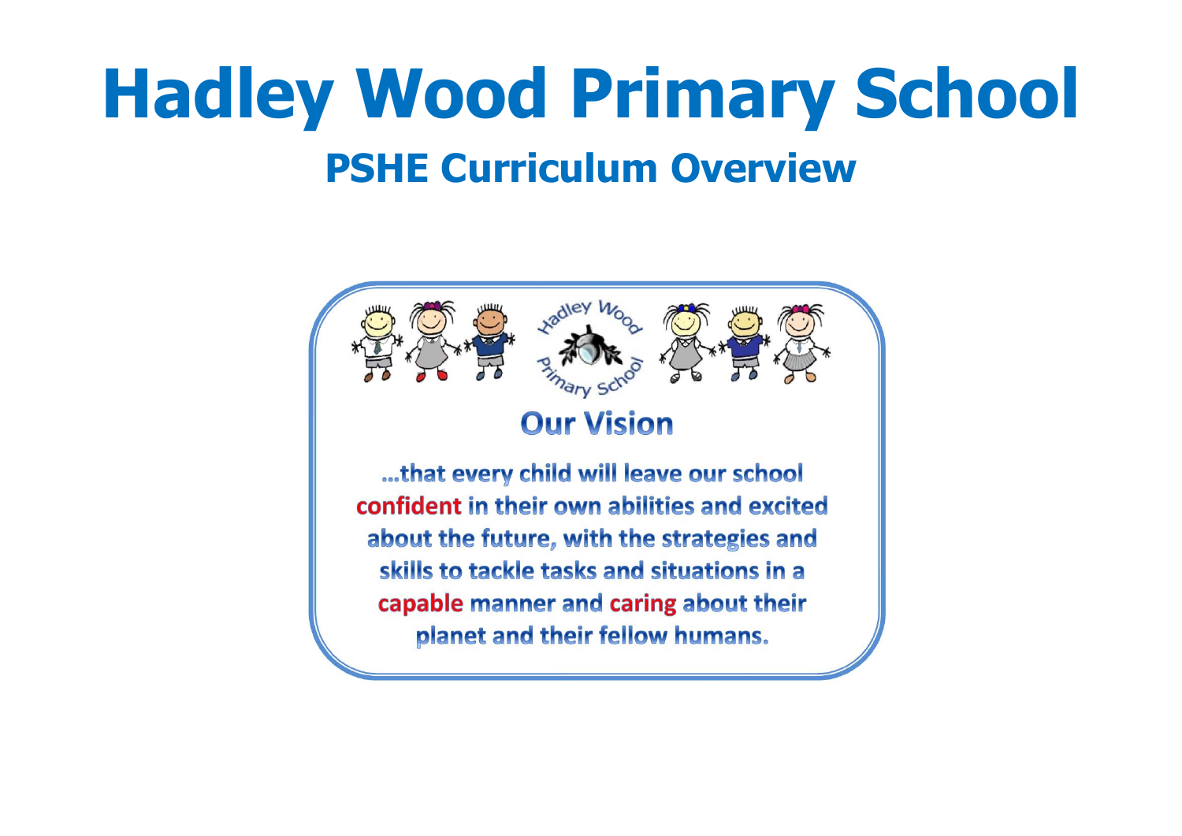# Hadley Wood Primary School

## PSHE Curriculum Overview

### Our Vision

...that every child will leave our school **confident** in their own abilities and excited about the future, with the strategies and skills to tackle tasks and situations in a **capable** manner and **caring** about their planet and their fellow humans.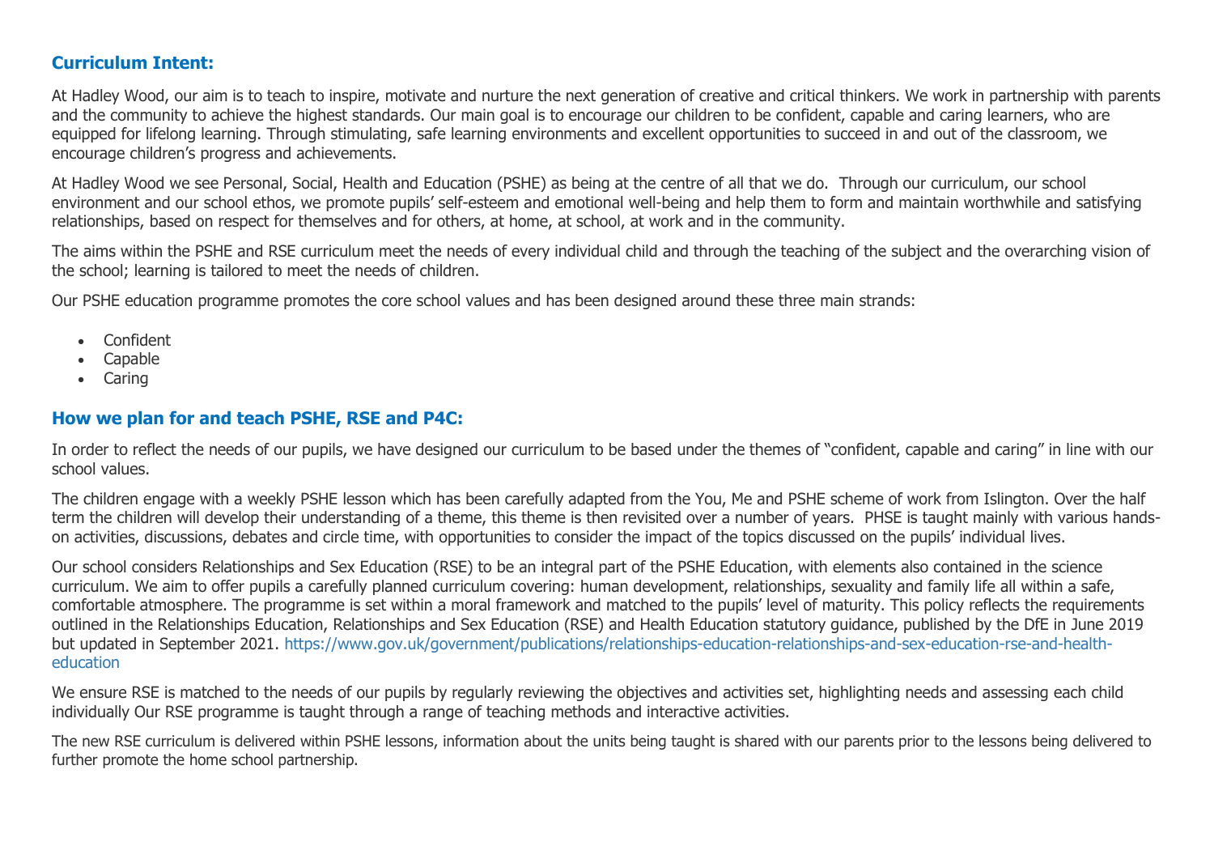## Curriculum Intent:

At Hadley Wood, our aim is to teach to inspire, motivate and nurture the next generation of creative and critical thinkers. We work in partnership with parents and the community to achieve the highest standards. Our main goal is to encourage our children to be confident, capable and caring learners, who are equipped for lifelong learning. Through stimulating, safe learning environments and excellent opportunities to succeed in and out of the classroom, we encourage children's progress and achievements.

At Hadley Wood we see Personal, Social, Health and Education (PSHE) as being at the centre of all that we do. Through our curriculum, our school environment and our school ethos, we promote pupils' self-esteem and emotional well-being and help them to form and maintain worthwhile and satisfying relationships, based on respect for themselves and for others, at home, at school, at work and in the community.

The aims within the PSHE and RSE curriculum meet the needs of every individual child and through the teaching of the subject and the overarching vision of the school; learning is tailored to meet the needs of children.

Our PSHE education programme promotes the core school values and has been designed around these three main strands:

- Confident
- Capable
- Caring

## How we plan for and teach PSHE, RSE and P4C:

In order to reflect the needs of our pupils, we have designed our curriculum to be based under the themes of "confident, capable and caring" in line with our school values.

The children engage with a weekly PSHE lesson which has been carefully adapted from the You, Me and PSHE scheme of work from Islington. Over the half term the children will develop their understanding of a theme, this theme is then revisited over a number of years. PHSE is taught mainly with various hands-on activities, discussions, debates and circle time, with opportunities to consider the impact of the topics discussed on the pupils' individual lives.

Our school considers Relationships and Sex Education (RSE) to be an integral part of the PSHE Education, with elements also contained in the science curriculum. We aim to offer pupils a carefully planned curriculum covering: human development, relationships, sexuality and family life all within a safe, comfortable atmosphere. The programme is set within a moral framework and matched to the pupils' level of maturity. This policy reflects the requirements outlined in the Relationships Education, Relationships and Sex Education (RSE) and Health Education statutory guidance, published by the DfE in June 2019 but updated in September 2021. https://www.gov.uk/government/publications/relationships-education-relationships-and-sex-education-rse-and-health-education

We ensure RSE is matched to the needs of our pupils by regularly reviewing the objectives and activities set, highlighting needs and assessing each child individually Our RSE programme is taught through a range of teaching methods and interactive activities.

The new RSE curriculum is delivered within PSHE lessons, information about the units being taught is shared with our parents prior to the lessons being delivered to further promote the home school partnership.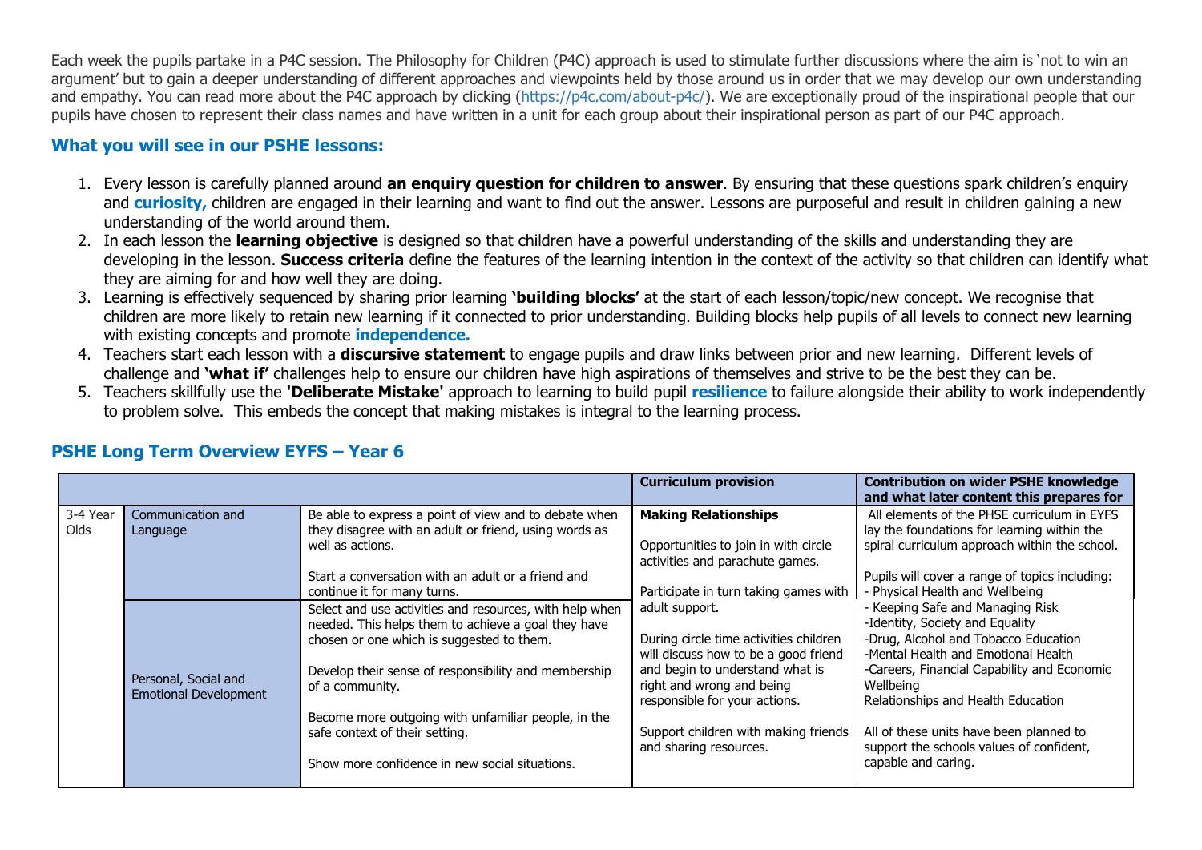Each week the pupils partake in a P4C session. The Philosophy for Children (P4C) approach is used to stimulate further discussions where the aim is 'not to win an argument' but to gain a deeper understanding of different approaches and viewpoints held by those around us in order that we may develop our own understanding and empathy. You can read more about the P4C approach by clicking (https://p4c.com/about-p4c/). We are exceptionally proud of the inspirational people that our pupils have chosen to represent their class names and have written in a unit for each group about their inspirational person as part of our P4C approach.

### What you will see in our PSHE lessons:

1. Every lesson is carefully planned around **an enquiry question for children to answer**. By ensuring that these questions spark children's enquiry and **curiosity,** children are engaged in their learning and want to find out the answer. Lessons are purposeful and result in children gaining a new understanding of the world around them.
2. In each lesson the **learning objective** is designed so that children have a powerful understanding of the skills and understanding they are developing in the lesson. **Success criteria** define the features of the learning intention in the context of the activity so that children can identify what they are aiming for and how well they are doing.
3. Learning is effectively sequenced by sharing prior learning **'building blocks'** at the start of each lesson/topic/new concept. We recognise that children are more likely to retain new learning if it connected to prior understanding. Building blocks help pupils of all levels to connect new learning with existing concepts and promote **independence.**
4. Teachers start each lesson with a **discursive statement** to engage pupils and draw links between prior and new learning. Different levels of challenge and **'what if'** challenges help to ensure our children have high aspirations of themselves and strive to be the best they can be.
5. Teachers skillfully use the **'Deliberate Mistake'** approach to learning to build pupil **resilience** to failure alongside their ability to work independently to problem solve. This embeds the concept that making mistakes is integral to the learning process.

### PSHE Long Term Overview EYFS – Year 6

| | | | **Curriculum provision** | **Contribution on wider PSHE knowledge and what later content this prepares for** |
|---|---|---|---|---|
| 3-4 Year Olds | Communication and Language | Be able to express a point of view and to debate when they disagree with an adult or friend, using words as well as actions.<br><br>Start a conversation with an adult or a friend and continue it for many turns. | **Making Relationships**<br><br>Opportunities to join in with circle activities and parachute games.<br><br>Participate in turn taking games with adult support.<br><br>During circle time activities children will discuss how to be a good friend and begin to understand what is right and wrong and being responsible for your actions.<br><br>Support children with making friends and sharing resources. | All elements of the PHSE curriculum in EYFS lay the foundations for learning within the spiral curriculum approach within the school.<br><br>Pupils will cover a range of topics including:<br>- Physical Health and Wellbeing<br>- Keeping Safe and Managing Risk<br>-Identity, Society and Equality<br>-Drug, Alcohol and Tobacco Education<br>-Mental Health and Emotional Health<br>-Careers, Financial Capability and Economic Wellbeing<br>Relationships and Health Education<br><br>All of these units have been planned to support the schools values of confident, capable and caring. |
| | Personal, Social and Emotional Development | Select and use activities and resources, with help when needed. This helps them to achieve a goal they have chosen or one which is suggested to them.<br><br>Develop their sense of responsibility and membership of a community.<br><br>Become more outgoing with unfamiliar people, in the safe context of their setting.<br><br>Show more confidence in new social situations. | | |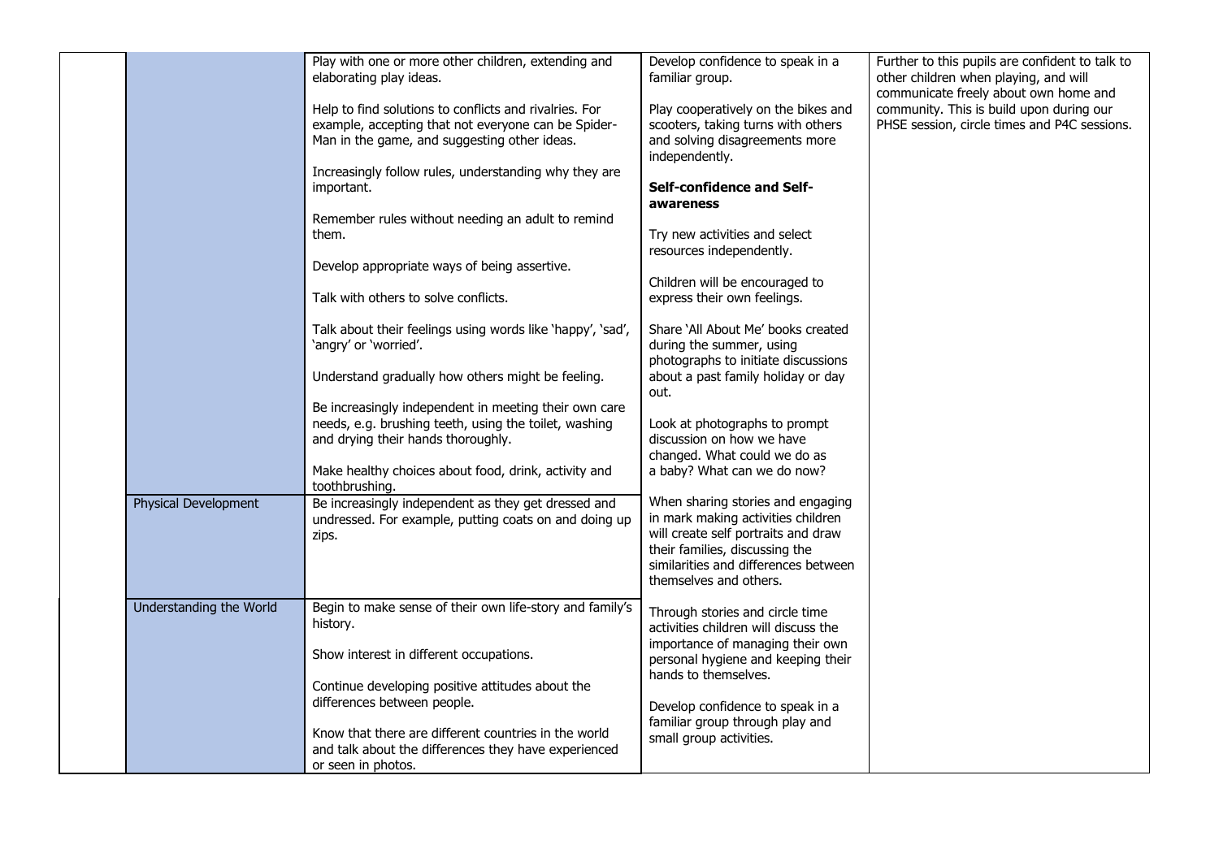| | | | | |
|---|---|---|---|---|
| | | Play with one or more other children, extending and elaborating play ideas.<br><br>Help to find solutions to conflicts and rivalries. For example, accepting that not everyone can be Spider-Man in the game, and suggesting other ideas.<br><br>Increasingly follow rules, understanding why they are important.<br><br>Remember rules without needing an adult to remind them.<br><br>Develop appropriate ways of being assertive.<br><br>Talk with others to solve conflicts.<br><br>Talk about their feelings using words like 'happy', 'sad', 'angry' or 'worried'.<br><br>Understand gradually how others might be feeling.<br><br>Be increasingly independent in meeting their own care needs, e.g. brushing teeth, using the toilet, washing and drying their hands thoroughly.<br><br>Make healthy choices about food, drink, activity and toothbrushing. | Develop confidence to speak in a familiar group.<br><br>Play cooperatively on the bikes and scooters, taking turns with others and solving disagreements more independently.<br><br>**Self-confidence and Self-awareness**<br><br>Try new activities and select resources independently.<br><br>Children will be encouraged to express their own feelings.<br><br>Share 'All About Me' books created during the summer, using photographs to initiate discussions about a past family holiday or day out.<br><br>Look at photographs to prompt discussion on how we have changed. What could we do as a baby? What can we do now?<br><br>When sharing stories and engaging in mark making activities children will create self portraits and draw their families, discussing the similarities and differences between themselves and others.<br><br>Through stories and circle time activities children will discuss the importance of managing their own personal hygiene and keeping their hands to themselves.<br><br>Develop confidence to speak in a familiar group through play and small group activities. | Further to this pupils are confident to talk to other children when playing, and will communicate freely about own home and community. This is build upon during our PHSE session, circle times and P4C sessions. |
| | Physical Development | Be increasingly independent as they get dressed and undressed. For example, putting coats on and doing up zips. | | |
| | Understanding the World | Begin to make sense of their own life-story and family's history.<br><br>Show interest in different occupations.<br><br>Continue developing positive attitudes about the differences between people.<br><br>Know that there are different countries in the world and talk about the differences they have experienced or seen in photos. | | |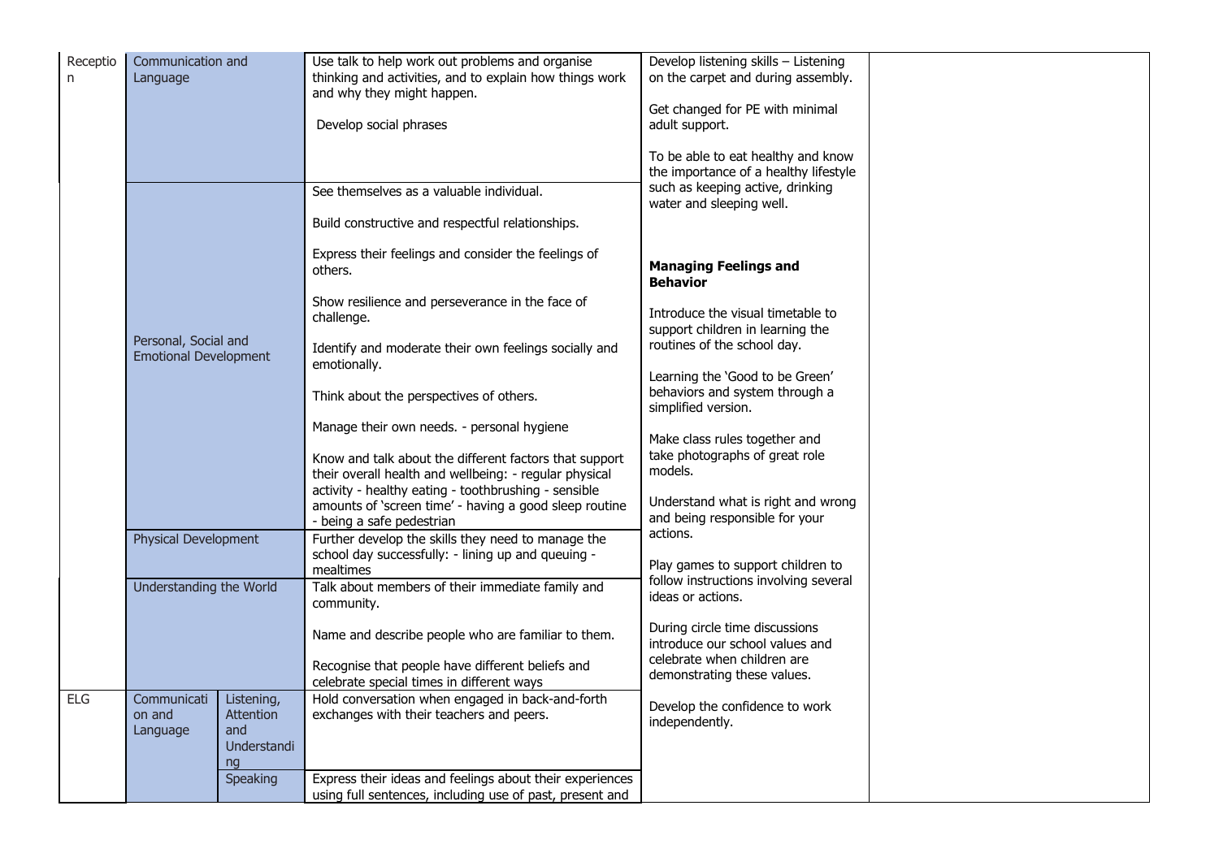| | | | | | |
|---|---|---|---|---|---|
| Reception | Communication and Language | | Use talk to help work out problems and organise thinking and activities, and to explain how things work and why they might happen.<br><br>Develop social phrases | Develop listening skills – Listening on the carpet and during assembly.<br><br>Get changed for PE with minimal adult support.<br><br>To be able to eat healthy and know the importance of a healthy lifestyle such as keeping active, drinking water and sleeping well.<br><br>**Managing Feelings and Behavior**<br><br>Introduce the visual timetable to support children in learning the routines of the school day.<br><br>Learning the 'Good to be Green' behaviors and system through a simplified version.<br><br>Make class rules together and take photographs of great role models.<br><br>Understand what is right and wrong and being responsible for your actions.<br><br>Play games to support children to follow instructions involving several ideas or actions.<br><br>During circle time discussions introduce our school values and celebrate when children are demonstrating these values.<br><br>Develop the confidence to work independently. | |
| | Personal, Social and Emotional Development | | See themselves as a valuable individual.<br><br>Build constructive and respectful relationships.<br><br>Express their feelings and consider the feelings of others.<br><br>Show resilience and perseverance in the face of challenge.<br><br>Identify and moderate their own feelings socially and emotionally.<br><br>Think about the perspectives of others.<br><br>Manage their own needs. - personal hygiene<br><br>Know and talk about the different factors that support their overall health and wellbeing: - regular physical activity - healthy eating - toothbrushing - sensible amounts of 'screen time' - having a good sleep routine - being a safe pedestrian | | |
| | Physical Development | | Further develop the skills they need to manage the school day successfully: - lining up and queuing - mealtimes | | |
| | Understanding the World | | Talk about members of their immediate family and community.<br><br>Name and describe people who are familiar to them.<br><br>Recognise that people have different beliefs and celebrate special times in different ways | | |
| ELG | Communication and Language | Listening, Attention and Understanding | Hold conversation when engaged in back-and-forth exchanges with their teachers and peers. | | |
| | | Speaking | Express their ideas and feelings about their experiences using full sentences, including use of past, present and | | |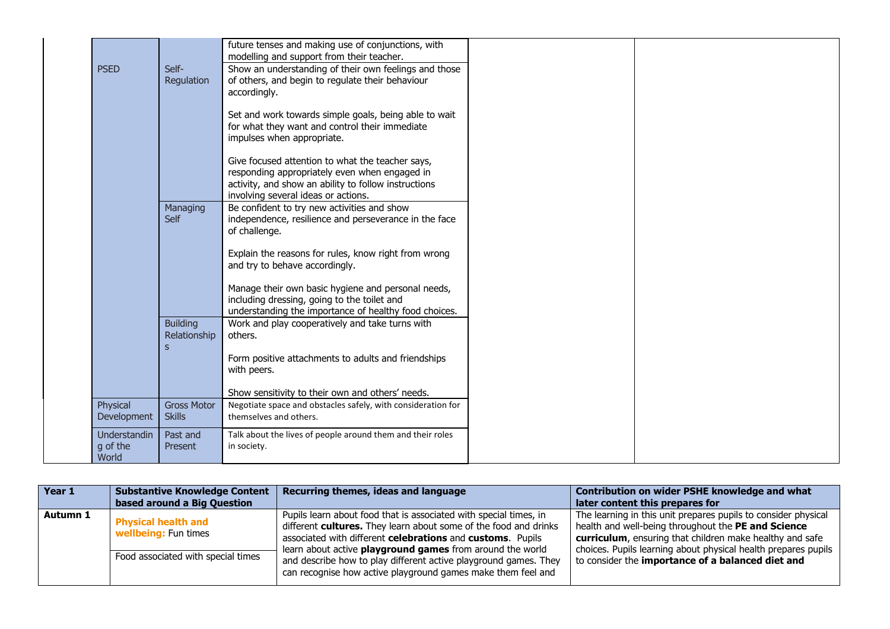| | | | | |
|---|---|---|---|---|
| | | future tenses and making use of conjunctions, with modelling and support from their teacher. | | |
| PSED | Self-Regulation | Show an understanding of their own feelings and those of others, and begin to regulate their behaviour accordingly.<br><br>Set and work towards simple goals, being able to wait for what they want and control their immediate impulses when appropriate.<br><br>Give focused attention to what the teacher says, responding appropriately even when engaged in activity, and show an ability to follow instructions involving several ideas or actions. | | |
| | Managing Self | Be confident to try new activities and show independence, resilience and perseverance in the face of challenge.<br><br>Explain the reasons for rules, know right from wrong and try to behave accordingly.<br><br>Manage their own basic hygiene and personal needs, including dressing, going to the toilet and understanding the importance of healthy food choices. | | |
| | Building Relationships | Work and play cooperatively and take turns with others.<br><br>Form positive attachments to adults and friendships with peers.<br><br>Show sensitivity to their own and others' needs. | | |
| Physical Development | Gross Motor Skills | Negotiate space and obstacles safely, with consideration for themselves and others. | | |
| Understanding of the World | Past and Present | Talk about the lives of people around them and their roles in society. | | |

| Year 1 | Substantive Knowledge Content based around a Big Question | Recurring themes, ideas and language | Contribution on wider PSHE knowledge and what later content this prepares for |
|---|---|---|---|
| Autumn 1 | **Physical health and wellbeing:** Fun times<br><br>Food associated with special times | Pupils learn about food that is associated with special times, in different **cultures.** They learn about some of the food and drinks associated with different **celebrations** and **customs**. Pupils learn about active **playground games** from around the world and describe how to play different active playground games. They can recognise how active playground games make them feel and | The learning in this unit prepares pupils to consider physical health and well-being throughout the **PE and Science curriculum**, ensuring that children make healthy and safe choices. Pupils learning about physical health prepares pupils to consider the **importance of a balanced diet and** |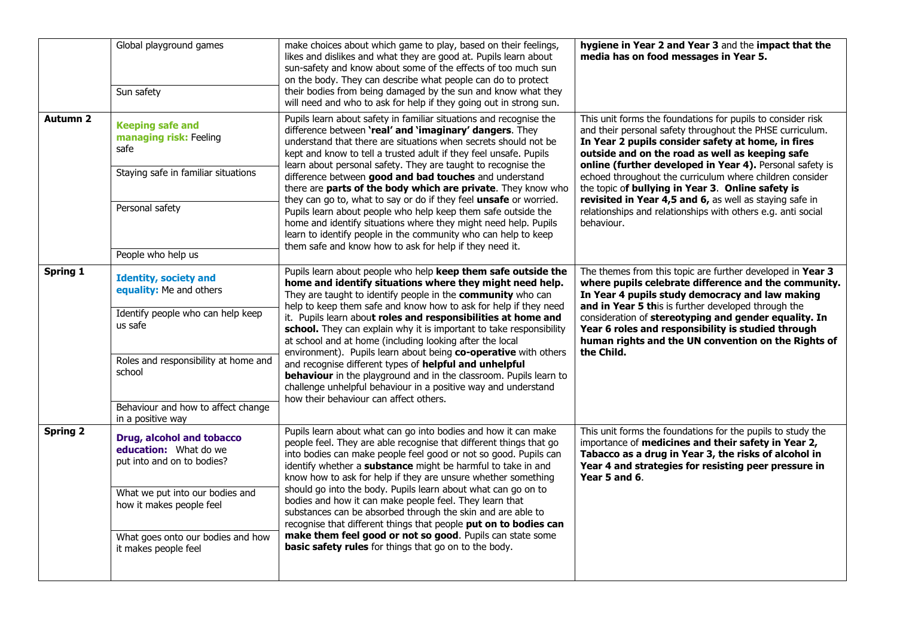| | | | |
|---|---|---|---|
| | Global playground games<br><br>Sun safety | make choices about which game to play, based on their feelings, likes and dislikes and what they are good at. Pupils learn about sun-safety and know about some of the effects of too much sun on the body. They can describe what people can do to protect their bodies from being damaged by the sun and know what they will need and who to ask for help if they going out in strong sun. | **hygiene in Year 2 and Year 3** and the **impact that the media has on food messages in Year 5.** |
| **Autumn 2** | **Keeping safe and managing risk:** Feeling safe<br><br>Staying safe in familiar situations<br><br>Personal safety<br><br>People who help us | Pupils learn about safety in familiar situations and recognise the difference between **'real' and 'imaginary' dangers**. They understand that there are situations when secrets should not be kept and know to tell a trusted adult if they feel unsafe. Pupils learn about personal safety. They are taught to recognise the difference between **good and bad touches** and understand there are **parts of the body which are private**. They know who they can go to, what to say or do if they feel **unsafe** or worried. Pupils learn about people who help keep them safe outside the home and identify situations where they might need help. Pupils learn to identify people in the community who can help to keep them safe and know how to ask for help if they need it. | This unit forms the foundations for pupils to consider risk and their personal safety throughout the PHSE curriculum. **In Year 2 pupils consider safety at home, in fires outside and on the road as well as keeping safe online (further developed in Year 4).** Personal safety is echoed throughout the curriculum where children consider the topic o**f bullying in Year 3**. **Online safety is revisited in Year 4,5 and 6,** as well as staying safe in relationships and relationships with others e.g. anti social behaviour. |
| **Spring 1** | **Identity, society and equality:** Me and others<br><br>Identify people who can help keep us safe<br><br>Roles and responsibility at home and school<br><br>Behaviour and how to affect change in a positive way | Pupils learn about people who help **keep them safe outside the home and identify situations where they might need help.** They are taught to identify people in the **community** who can help to keep them safe and know how to ask for help if they need it. Pupils learn abou**t roles and responsibilities at home and school.** They can explain why it is important to take responsibility at school and at home (including looking after the local environment). Pupils learn about being **co-operative** with others and recognise different types of **helpful and unhelpful behaviour** in the playground and in the classroom. Pupils learn to challenge unhelpful behaviour in a positive way and understand how their behaviour can affect others. | The themes from this topic are further developed in **Year 3 where pupils celebrate difference and the community. In Year 4 pupils study democracy and law making and in Year 5 th**is is further developed through the consideration of **stereotyping and gender equality. In Year 6 roles and responsibility is studied through human rights and the UN convention on the Rights of the Child.** |
| **Spring 2** | **Drug, alcohol and tobacco education:** What do we put into and on to bodies?<br><br>What we put into our bodies and how it makes people feel<br><br>What goes onto our bodies and how it makes people feel | Pupils learn about what can go into bodies and how it can make people feel. They are able recognise that different things that go into bodies can make people feel good or not so good. Pupils can identify whether a **substance** might be harmful to take in and know how to ask for help if they are unsure whether something should go into the body. Pupils learn about what can go on to bodies and how it can make people feel. They learn that substances can be absorbed through the skin and are able to recognise that different things that people **put on to bodies can make them feel good or not so good**. Pupils can state some **basic safety rules** for things that go on to the body. | This unit forms the foundations for the pupils to study the importance of **medicines and their safety in Year 2, Tabacco as a drug in Year 3, the risks of alcohol in Year 4 and strategies for resisting peer pressure in Year 5 and 6**. |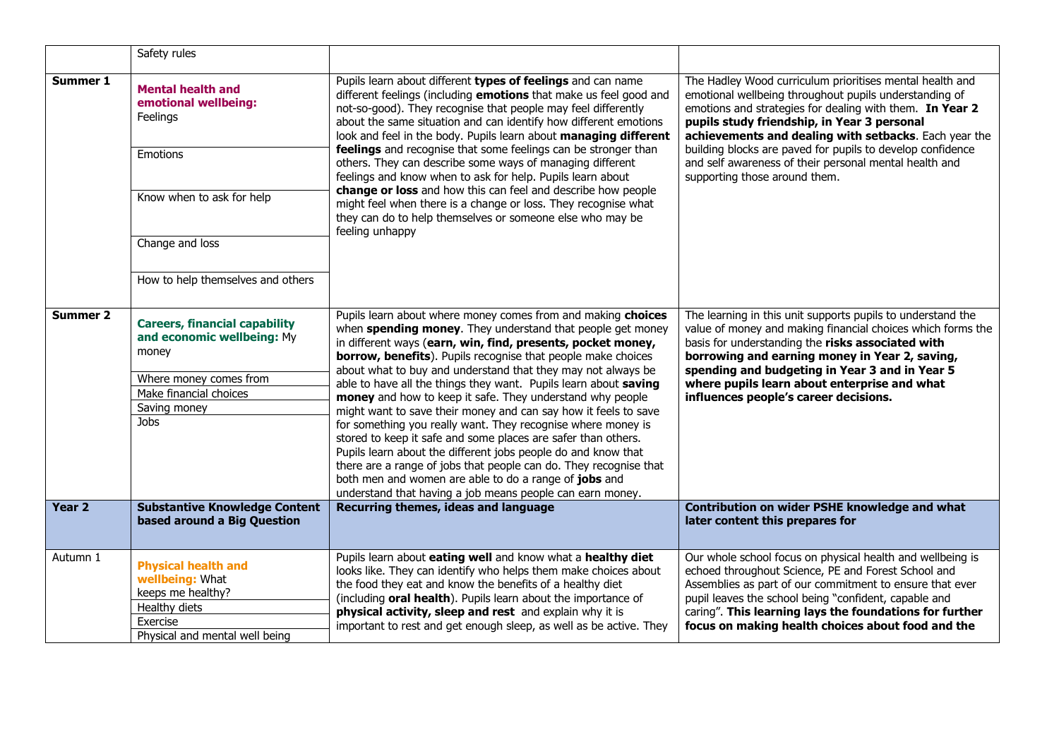| | Safety rules | | |
|---|---|---|---|
| **Summer 1** | **Mental health and emotional wellbeing:** Feelings<br><br>Emotions<br><br>Know when to ask for help<br><br>Change and loss<br><br>How to help themselves and others | Pupils learn about different **types of feelings** and can name different feelings (including **emotions** that make us feel good and not-so-good). They recognise that people may feel differently about the same situation and can identify how different emotions look and feel in the body. Pupils learn about **managing different feelings** and recognise that some feelings can be stronger than others. They can describe some ways of managing different feelings and know when to ask for help. Pupils learn about **change or loss** and how this can feel and describe how people might feel when there is a change or loss. They recognise what they can do to help themselves or someone else who may be feeling unhappy | The Hadley Wood curriculum prioritises mental health and emotional wellbeing throughout pupils understanding of emotions and strategies for dealing with them. **In Year 2 pupils study friendship, in Year 3 personal achievements and dealing with setbacks**. Each year the building blocks are paved for pupils to develop confidence and self awareness of their personal mental health and supporting those around them. |
| **Summer 2** | **Careers, financial capability and economic wellbeing:** My money<br><br>Where money comes from<br>Make financial choices<br>Saving money<br>Jobs | Pupils learn about where money comes from and making **choices** when **spending money**. They understand that people get money in different ways (**earn, win, find, presents, pocket money, borrow, benefits**). Pupils recognise that people make choices about what to buy and understand that they may not always be able to have all the things they want. Pupils learn about **saving money** and how to keep it safe. They understand why people might want to save their money and can say how it feels to save for something you really want. They recognise where money is stored to keep it safe and some places are safer than others. Pupils learn about the different jobs people do and know that there are a range of jobs that people can do. They recognise that both men and women are able to do a range of **jobs** and understand that having a job means people can earn money. | The learning in this unit supports pupils to understand the value of money and making financial choices which forms the basis for understanding the **risks associated with borrowing and earning money in Year 2, saving, spending and budgeting in Year 3 and in Year 5 where pupils learn about enterprise and what influences people's career decisions.** |
| **Year 2** | **Substantive Knowledge Content based around a Big Question** | **Recurring themes, ideas and language** | **Contribution on wider PSHE knowledge and what later content this prepares for** |
| Autumn 1 | **Physical health and wellbeing:** What keeps me healthy?<br>Healthy diets<br>Exercise<br>Physical and mental well being | Pupils learn about **eating well** and know what a **healthy diet** looks like. They can identify who helps them make choices about the food they eat and know the benefits of a healthy diet (including **oral health**). Pupils learn about the importance of **physical activity, sleep and rest** and explain why it is important to rest and get enough sleep, as well as be active. They | Our whole school focus on physical health and wellbeing is echoed throughout Science, PE and Forest School and Assemblies as part of our commitment to ensure that ever pupil leaves the school being "confident, capable and caring". **This learning lays the foundations for further focus on making health choices about food and the** |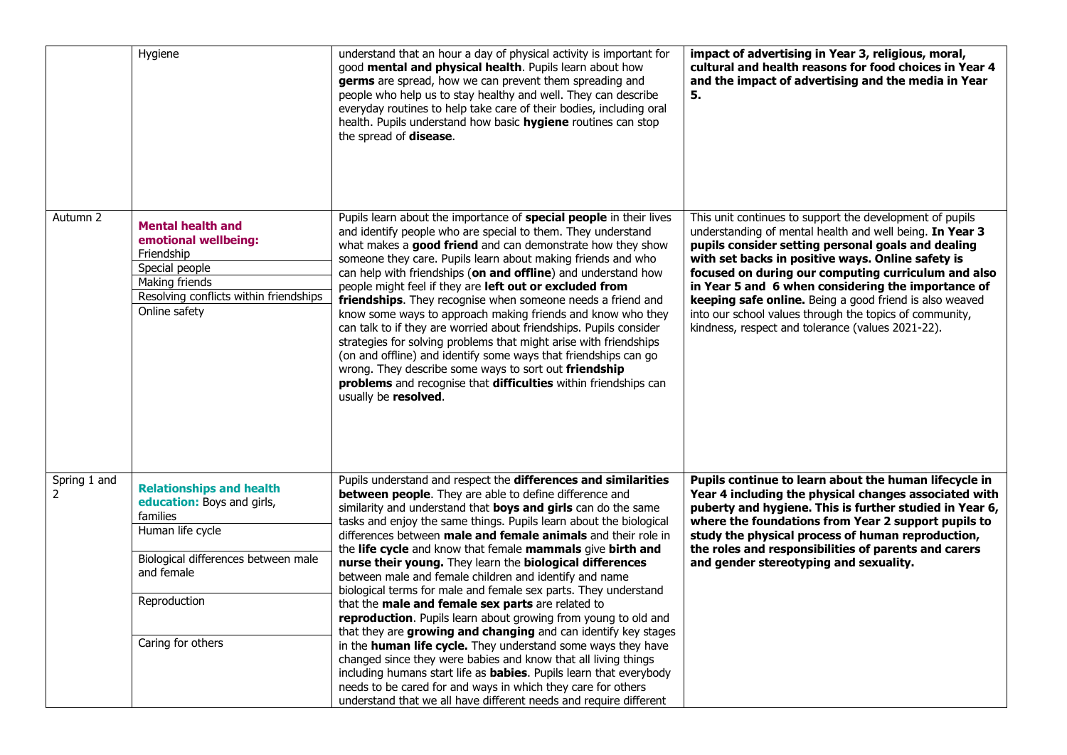|  |  |  |  |
|---|---|---|---|
|  | Hygiene | understand that an hour a day of physical activity is important for good **mental and physical health**. Pupils learn about how **germs** are spread, how we can prevent them spreading and people who help us to stay healthy and well. They can describe everyday routines to help take care of their bodies, including oral health. Pupils understand how basic **hygiene** routines can stop the spread of **disease**. | **impact of advertising in Year 3, religious, moral, cultural and health reasons for food choices in Year 4 and the impact of advertising and the media in Year 5.** |
| Autumn 2 | **Mental health and emotional wellbeing:** Friendship<br>Special people<br>Making friends<br>Resolving conflicts within friendships<br>Online safety | Pupils learn about the importance of **special people** in their lives and identify people who are special to them. They understand what makes a **good friend** and can demonstrate how they show someone they care. Pupils learn about making friends and who can help with friendships (**on and offline**) and understand how people might feel if they are **left out or excluded from friendships**. They recognise when someone needs a friend and know some ways to approach making friends and know who they can talk to if they are worried about friendships. Pupils consider strategies for solving problems that might arise with friendships (on and offline) and identify some ways that friendships can go wrong. They describe some ways to sort out **friendship problems** and recognise that **difficulties** within friendships can usually be **resolved**. | This unit continues to support the development of pupils understanding of mental health and well being. **In Year 3 pupils consider setting personal goals and dealing with set backs in positive ways. Online safety is focused on during our computing curriculum and also in Year 5 and 6 when considering the importance of keeping safe online.** Being a good friend is also weaved into our school values through the topics of community, kindness, respect and tolerance (values 2021-22). |
| Spring 1 and 2 | **Relationships and health education:** Boys and girls, families<br>Human life cycle<br>Biological differences between male and female<br>Reproduction<br>Caring for others | Pupils understand and respect the **differences and similarities between people**. They are able to define difference and similarity and understand that **boys and girls** can do the same tasks and enjoy the same things. Pupils learn about the biological differences between **male and female animals** and their role in the **life cycle** and know that female **mammals** give **birth and nurse their young.** They learn the **biological differences** between male and female children and identify and name biological terms for male and female sex parts. They understand that the **male and female sex parts** are related to **reproduction**. Pupils learn about growing from young to old and that they are **growing and changing** and can identify key stages in the **human life cycle.** They understand some ways they have changed since they were babies and know that all living things including humans start life as **babies**. Pupils learn that everybody needs to be cared for and ways in which they care for others understand that we all have different needs and require different | **Pupils continue to learn about the human lifecycle in Year 4 including the physical changes associated with puberty and hygiene. This is further studied in Year 6, where the foundations from Year 2 support pupils to study the physical process of human reproduction, the roles and responsibilities of parents and carers and gender stereotyping and sexuality.** |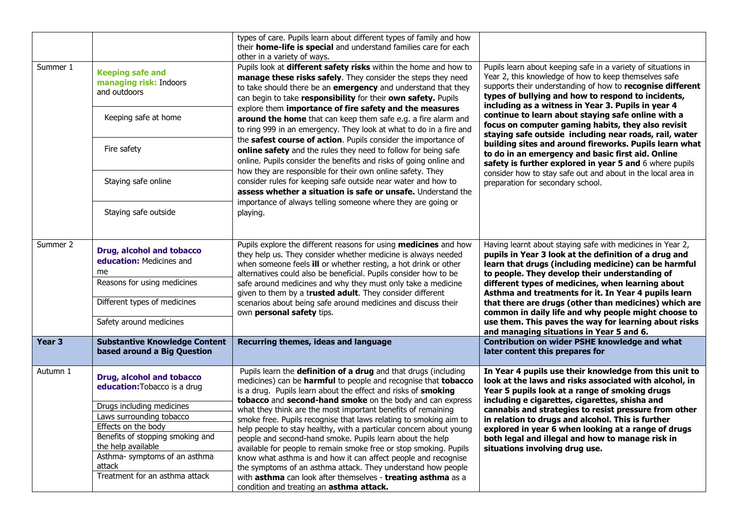| | | | |
|---|---|---|---|
| | | types of care. Pupils learn about different types of family and how their **home-life is special** and understand families care for each other in a variety of ways. | |
| Summer 1 | **Keeping safe and managing risk:** Indoors and outdoors<br><br>Keeping safe at home<br><br>Fire safety<br><br>Staying safe online<br><br>Staying safe outside | Pupils look at **different safety risks** within the home and how to **manage these risks safely**. They consider the steps they need to take should there be an **emergency** and understand that they can begin to take **responsibility** for their **own safety.** Pupils explore them **importance of fire safety and the measures around the home** that can keep them safe e.g. a fire alarm and to ring 999 in an emergency. They look at what to do in a fire and the **safest course of action**. Pupils consider the importance of **online safety** and the rules they need to follow for being safe online. Pupils consider the benefits and risks of going online and how they are responsible for their own online safety. They consider rules for keeping safe outside near water and how to **assess whether a situation is safe or unsafe.** Understand the importance of always telling someone where they are going or playing. | Pupils learn about keeping safe in a variety of situations in Year 2, this knowledge of how to keep themselves safe supports their understanding of how to **recognise different types of bullying and how to respond to incidents, including as a witness in Year 3. Pupils in year 4 continue to learn about staying safe online with a focus on computer gaming habits, they also revisit staying safe outside including near roads, rail, water building sites and around fireworks. Pupils learn what to do in an emergency and basic first aid. Online safety is further explored in year 5 and** 6 where pupils consider how to stay safe out and about in the local area in preparation for secondary school. |
| Summer 2 | **Drug, alcohol and tobacco education:** Medicines and me<br><br>Reasons for using medicines<br><br>Different types of medicines<br><br>Safety around medicines | Pupils explore the different reasons for using **medicines** and how they help us. They consider whether medicine is always needed when someone feels **ill** or whether resting, a hot drink or other alternatives could also be beneficial. Pupils consider how to be safe around medicines and why they must only take a medicine given to them by a t**rusted adult**. They consider different scenarios about being safe around medicines and discuss their own **personal safety** tips. | Having learnt about staying safe with medicines in Year 2, **pupils in Year 3 look at the definition of a drug and learn that drugs (including medicine) can be harmful to people. They develop their understanding of different types of medicines, when learning about Asthma and treatments for it. In Year 4 pupils learn that there are drugs (other than medicines) which are common in daily life and why people might choose to use them. This paves the way for learning about risks and managing situations in Year 5 and 6.** |
| **Year 3** | **Substantive Knowledge Content based around a Big Question** | **Recurring themes, ideas and language** | **Contribution on wider PSHE knowledge and what later content this prepares for** |
| Autumn 1 | **Drug, alcohol and tobacco education:** Tobacco is a drug<br><br>Drugs including medicines<br><br>Laws surrounding tobacco<br><br>Effects on the body<br><br>Benefits of stopping smoking and the help available<br><br>Asthma- symptoms of an asthma attack<br><br>Treatment for an asthma attack | Pupils learn the **definition of a drug** and that drugs (including medicines) can be **harmful** to people and recognise that **tobacco** is a drug. Pupils learn about the effect and risks of **smoking tobacco** and **second-hand smoke** on the body and can express what they think are the most important benefits of remaining smoke free. Pupils recognise that laws relating to smoking aim to help people to stay healthy, with a particular concern about young people and second-hand smoke. Pupils learn about the help available for people to remain smoke free or stop smoking. Pupils know what asthma is and how it can affect people and recognise the symptoms of an asthma attack. They understand how people with **asthma** can look after themselves - **treating asthma** as a condition and treating an **asthma attack.** | **In Year 4 pupils use their knowledge from this unit to look at the laws and risks associated with alcohol, in Year 5 pupils look at a range of smoking drugs including e cigarettes, cigarettes, shisha and cannabis and strategies to resist pressure from other in relation to drugs and alcohol. This is further explored in year 6 when looking at a range of drugs both legal and illegal and how to manage risk in situations involving drug use.** |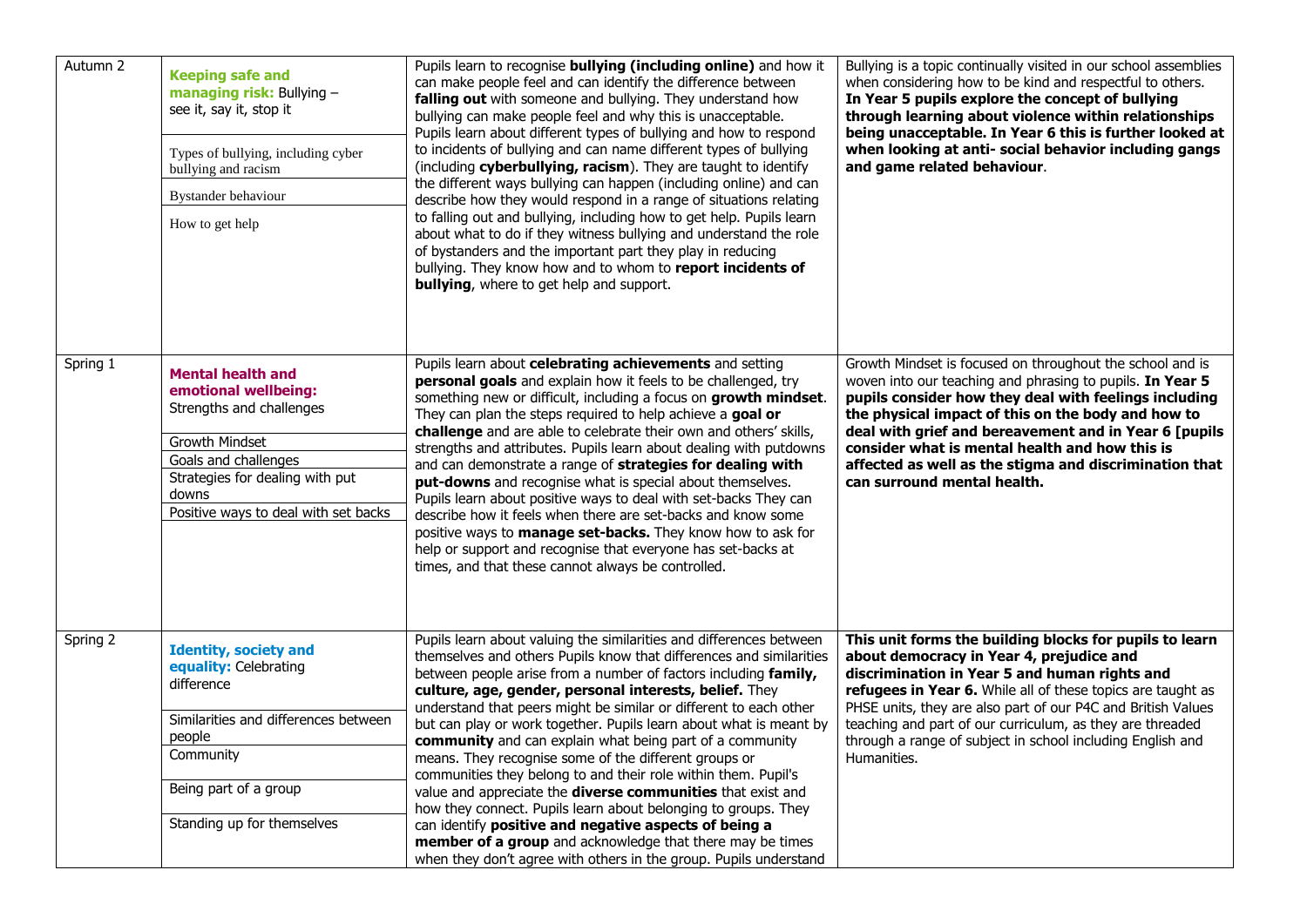| | | | |
|---|---|---|---|
| Autumn 2 | **Keeping safe and managing risk:** Bullying – see it, say it, stop it<br><br>Types of bullying, including cyber bullying and racism<br><br>Bystander behaviour<br><br>How to get help | Pupils learn to recognise **bullying (including online)** and how it can make people feel and can identify the difference between **falling out** with someone and bullying. They understand how bullying can make people feel and why this is unacceptable. Pupils learn about different types of bullying and how to respond to incidents of bullying and can name different types of bullying (including **cyberbullying, racism**). They are taught to identify the different ways bullying can happen (including online) and can describe how they would respond in a range of situations relating to falling out and bullying, including how to get help. Pupils learn about what to do if they witness bullying and understand the role of bystanders and the important part they play in reducing bullying. They know how and to whom to **report incidents of bullying**, where to get help and support. | Bullying is a topic continually visited in our school assemblies when considering how to be kind and respectful to others. **In Year 5 pupils explore the concept of bullying through learning about violence within relationships being unacceptable. In Year 6 this is further looked at when looking at anti- social behavior including gangs and game related behaviour**. |
| Spring 1 | **Mental health and emotional wellbeing:** Strengths and challenges<br><br>Growth Mindset<br><br>Goals and challenges<br><br>Strategies for dealing with put downs<br><br>Positive ways to deal with set backs | Pupils learn about **celebrating achievements** and setting **personal goals** and explain how it feels to be challenged, try something new or difficult, including a focus on **growth mindset**. They can plan the steps required to help achieve a **goal or challenge** and are able to celebrate their own and others' skills, strengths and attributes. Pupils learn about dealing with putdowns and can demonstrate a range of **strategies for dealing with put-downs** and recognise what is special about themselves. Pupils learn about positive ways to deal with set-backs They can describe how it feels when there are set-backs and know some positive ways to **manage set-backs.** They know how to ask for help or support and recognise that everyone has set-backs at times, and that these cannot always be controlled. | Growth Mindset is focused on throughout the school and is woven into our teaching and phrasing to pupils. **In Year 5 pupils consider how they deal with feelings including the physical impact of this on the body and how to deal with grief and bereavement and in Year 6 [pupils consider what is mental health and how this is affected as well as the stigma and discrimination that can surround mental health.** |
| Spring 2 | **Identity, society and equality:** Celebrating difference<br><br>Similarities and differences between people<br><br>Community<br><br>Being part of a group<br><br>Standing up for themselves | Pupils learn about valuing the similarities and differences between themselves and others Pupils know that differences and similarities between people arise from a number of factors including **family, culture, age, gender, personal interests, belief.** They understand that peers might be similar or different to each other but can play or work together. Pupils learn about what is meant by **community** and can explain what being part of a community means. They recognise some of the different groups or communities they belong to and their role within them. Pupil's value and appreciate the **diverse communities** that exist and how they connect. Pupils learn about belonging to groups. They can identify **positive and negative aspects of being a member of a group** and acknowledge that there may be times when they don't agree with others in the group. Pupils understand | **This unit forms the building blocks for pupils to learn about democracy in Year 4, prejudice and discrimination in Year 5 and human rights and refugees in Year 6.** While all of these topics are taught as PHSE units, they are also part of our P4C and British Values teaching and part of our curriculum, as they are threaded through a range of subject in school including English and Humanities. |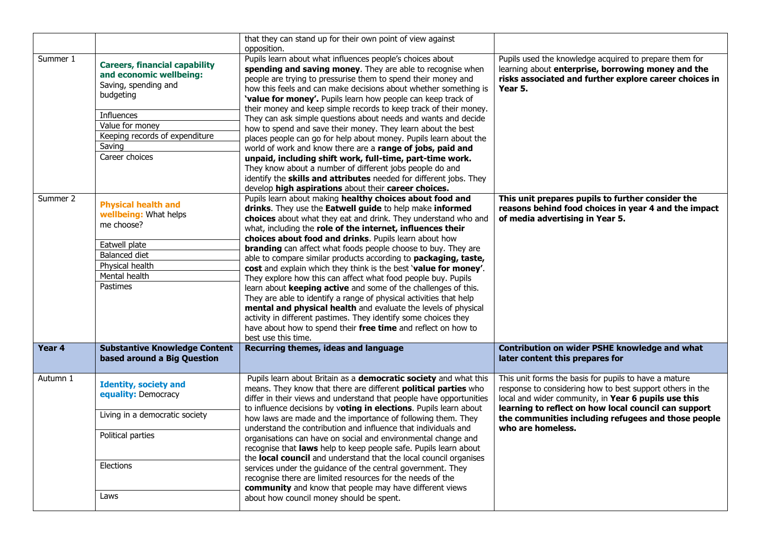| | | | |
|---|---|---|---|
| | | that they can stand up for their own point of view against opposition. | |
| Summer 1 | **Careers, financial capability and economic wellbeing:** Saving, spending and budgeting<br><br>Influences<br>Value for money<br>Keeping records of expenditure<br>Saving<br>Career choices | Pupils learn about what influences people's choices about **spending and saving money**. They are able to recognise when people are trying to pressurise them to spend their money and how this feels and can make decisions about whether something is **'value for money'.** Pupils learn how people can keep track of their money and keep simple records to keep track of their money. They can ask simple questions about needs and wants and decide how to spend and save their money. They learn about the best places people can go for help about money. Pupils learn about the world of work and know there are a **range of jobs, paid and unpaid, including shift work, full-time, part-time work.** They know about a number of different jobs people do and identify the **skills and attributes** needed for different jobs. They develop **high aspirations** about their **career choices.** | Pupils used the knowledge acquired to prepare them for learning about **enterprise, borrowing money and the risks associated and further explore career choices in Year 5.** |
| Summer 2 | **Physical health and wellbeing:** What helps me choose?<br><br>Eatwell plate<br>Balanced diet<br>Physical health<br>Mental health<br>Pastimes | Pupils learn about making **healthy choices about food and drinks**. They use the **Eatwell guide** to help make **informed choices** about what they eat and drink. They understand who and what, including the **role of the internet, influences their choices about food and drinks**. Pupils learn about how **branding** can affect what foods people choose to buy. They are able to compare similar products according to **packaging, taste, cost** and explain which they think is the best '**value for money'**. They explore how this can affect what food people buy. Pupils learn about **keeping active** and some of the challenges of this. They are able to identify a range of physical activities that help **mental and physical health** and evaluate the levels of physical activity in different pastimes. They identify some choices they have about how to spend their **free time** and reflect on how to best use this time. | **This unit prepares pupils to further consider the reasons behind food choices in year 4 and the impact of media advertising in Year 5.** |
| **Year 4** | **Substantive Knowledge Content based around a Big Question** | **Recurring themes, ideas and language** | **Contribution on wider PSHE knowledge and what later content this prepares for** |
| Autumn 1 | **Identity, society and equality:** Democracy<br><br>Living in a democratic society<br><br>Political parties<br><br>Elections<br><br>Laws | Pupils learn about Britain as a **democratic society** and what this means. They know that there are different **political parties** who differ in their views and understand that people have opportunities to influence decisions by v**oting in elections**. Pupils learn about how laws are made and the importance of following them. They understand the contribution and influence that individuals and organisations can have on social and environmental change and recognise that **laws** help to keep people safe. Pupils learn about the **local council** and understand that the local council organises services under the guidance of the central government. They recognise there are limited resources for the needs of the **community** and know that people may have different views about how council money should be spent. | This unit forms the basis for pupils to have a mature response to considering how to best support others in the local and wider community, in **Year 6 pupils use this learning to reflect on how local council can support the communities including refugees and those people who are homeless.** |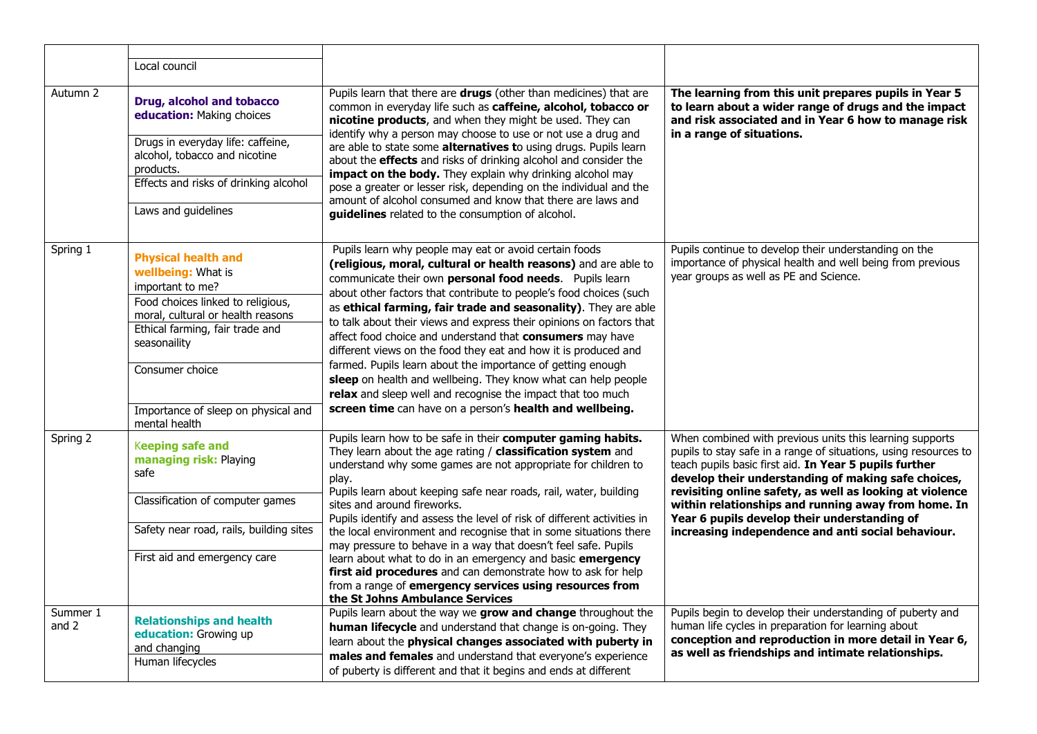| | | | |
|---|---|---|---|
| | Local council | | |
| Autumn 2 | **Drug, alcohol and tobacco education:** Making choices<br><br>Drugs in everyday life: caffeine, alcohol, tobacco and nicotine products.<br><br>Effects and risks of drinking alcohol<br><br>Laws and guidelines | Pupils learn that there are **drugs** (other than medicines) that are common in everyday life such as **caffeine, alcohol, tobacco or nicotine products**, and when they might be used. They can identify why a person may choose to use or not use a drug and are able to state some **alternatives t**o using drugs. Pupils learn about the **effects** and risks of drinking alcohol and consider the **impact on the body.** They explain why drinking alcohol may pose a greater or lesser risk, depending on the individual and the amount of alcohol consumed and know that there are laws and **guidelines** related to the consumption of alcohol. | **The learning from this unit prepares pupils in Year 5 to learn about a wider range of drugs and the impact and risk associated and in Year 6 how to manage risk in a range of situations.** |
| Spring 1 | **Physical health and wellbeing:** What is important to me?<br><br>Food choices linked to religious, moral, cultural or health reasons<br><br>Ethical farming, fair trade and seasonaility<br><br>Consumer choice<br><br>Importance of sleep on physical and mental health | Pupils learn why people may eat or avoid certain foods **(religious, moral, cultural or health reasons)** and are able to communicate their own **personal food needs**. Pupils learn about other factors that contribute to people's food choices (such as **ethical farming, fair trade and seasonality)**. They are able to talk about their views and express their opinions on factors that affect food choice and understand that **consumers** may have different views on the food they eat and how it is produced and farmed. Pupils learn about the importance of getting enough **sleep** on health and wellbeing. They know what can help people **relax** and sleep well and recognise the impact that too much **screen time** can have on a person's **health and wellbeing.** | Pupils continue to develop their understanding on the importance of physical health and well being from previous year groups as well as PE and Science. |
| Spring 2 | **Keeping safe and managing risk:** Playing safe<br><br>Classification of computer games<br><br>Safety near road, rails, building sites<br><br>First aid and emergency care | Pupils learn how to be safe in their **computer gaming habits.** They learn about the age rating / **classification system** and understand why some games are not appropriate for children to play.<br>Pupils learn about keeping safe near roads, rail, water, building sites and around fireworks.<br>Pupils identify and assess the level of risk of different activities in the local environment and recognise that in some situations there may pressure to behave in a way that doesn't feel safe. Pupils learn about what to do in an emergency and basic **emergency first aid procedures** and can demonstrate how to ask for help from a range of **emergency services using resources from the St Johns Ambulance Services** | When combined with previous units this learning supports pupils to stay safe in a range of situations, using resources to teach pupils basic first aid. **In Year 5 pupils further develop their understanding of making safe choices, revisiting online safety, as well as looking at violence within relationships and running away from home. In Year 6 pupils develop their understanding of increasing independence and anti social behaviour.** |
| Summer 1 and 2 | **Relationships and health education:** Growing up and changing<br><br>Human lifecycles | Pupils learn about the way we **grow and change** throughout the **human lifecycle** and understand that change is on-going. They learn about the **physical changes associated with puberty in males and females** and understand that everyone's experience of puberty is different and that it begins and ends at different | Pupils begin to develop their understanding of puberty and human life cycles in preparation for learning about **conception and reproduction in more detail in Year 6, as well as friendships and intimate relationships.** |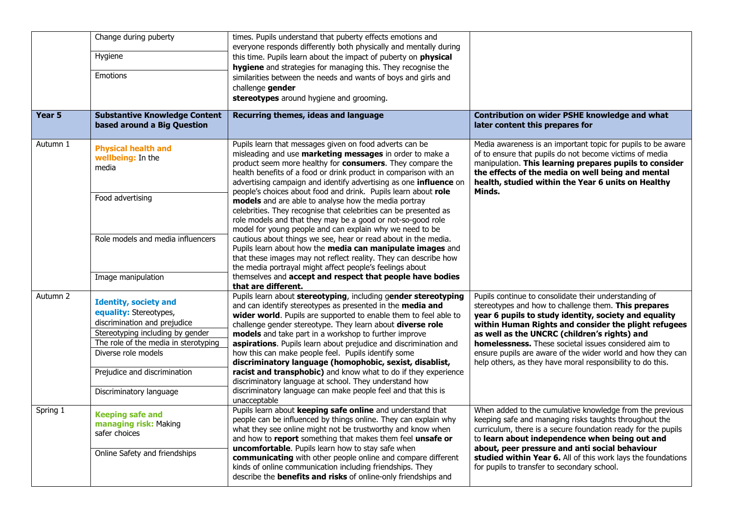| | | | |
|---|---|---|---|
| | Change during puberty<br><br>Hygiene<br><br>Emotions | times. Pupils understand that puberty effects emotions and everyone responds differently both physically and mentally during this time. Pupils learn about the impact of puberty on **physical hygiene** and strategies for managing this. They recognise the similarities between the needs and wants of boys and girls and challenge **gender stereotypes** around hygiene and grooming. | |
| **Year 5** | **Substantive Knowledge Content based around a Big Question** | **Recurring themes, ideas and language** | **Contribution on wider PSHE knowledge and what later content this prepares for** |
| Autumn 1 | **Physical health and wellbeing:** In the media<br><br>Food advertising<br><br>Role models and media influencers<br><br>Image manipulation | Pupils learn that messages given on food adverts can be misleading and use **marketing messages** in order to make a product seem more healthy for **consumers**. They compare the health benefits of a food or drink product in comparison with an advertising campaign and identify advertising as one **influence** on people's choices about food and drink. Pupils learn about **role models** and are able to analyse how the media portray celebrities. They recognise that celebrities can be presented as role models and that they may be a good or not-so-good role model for young people and can explain why we need to be cautious about things we see, hear or read about in the media. Pupils learn about how the **media can manipulate images** and that these images may not reflect reality. They can describe how the media portrayal might affect people's feelings about themselves and **accept and respect that people have bodies that are different.** | Media awareness is an important topic for pupils to be aware of to ensure that pupils do not become victims of media manipulation. **This learning prepares pupils to consider the effects of the media on well being and mental health, studied within the Year 6 units on Healthy Minds.** |
| Autumn 2 | **Identity, society and equality:** Stereotypes, discrimination and prejudice<br><br>Stereotyping including by gender<br><br>The role of the media in sterotyping<br><br>Diverse role models<br><br>Prejudice and discrimination<br><br>Discriminatory language | Pupils learn about **stereotyping**, including g**ender stereotyping** and can identify stereotypes as presented in the **media and wider world**. Pupils are supported to enable them to feel able to challenge gender stereotype. They learn about **diverse role models** and take part in a workshop to further improve **aspirations**. Pupils learn about prejudice and discrimination and how this can make people feel. Pupils identify some **discriminatory language (homophobic, sexist, disablist, racist and transphobic)** and know what to do if they experience discriminatory language at school. They understand how discriminatory language can make people feel and that this is unacceptable | Pupils continue to consolidate their understanding of stereotypes and how to challenge them. **This prepares year 6 pupils to study identity, society and equality within Human Rights and consider the plight refugees as well as the UNCRC (children's rights) and homelessness.** These societal issues considered aim to ensure pupils are aware of the wider world and how they can help others, as they have moral responsibility to do this. |
| Spring 1 | **Keeping safe and managing risk:** Making safer choices<br><br>Online Safety and friendships | Pupils learn about **keeping safe online** and understand that people can be influenced by things online. They can explain why what they see online might not be trustworthy and know when and how to **report** something that makes them feel **unsafe or uncomfortable**. Pupils learn how to stay safe when **communicating** with other people online and compare different kinds of online communication including friendships. They describe the **benefits and risks** of online-only friendships and | When added to the cumulative knowledge from the previous keeping safe and managing risks taughts throughout the curriculum, there is a secure foundation ready for the pupils to **learn about independence when being out and about, peer pressure and anti social behaviour studied within Year 6.** All of this work lays the foundations for pupils to transfer to secondary school. |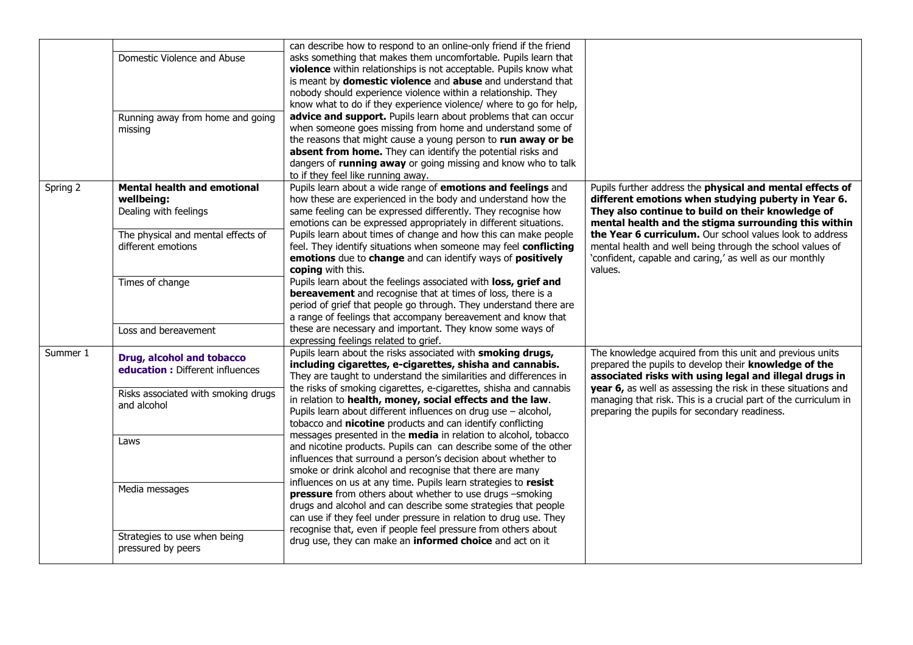| | | | |
|---|---|---|---|
| | Domestic Violence and Abuse<br><br>Running away from home and going missing | can describe how to respond to an online-only friend if the friend asks something that makes them uncomfortable. Pupils learn that **violence** within relationships is not acceptable. Pupils know what is meant by **domestic violence** and **abuse** and understand that nobody should experience violence within a relationship. They know what to do if they experience violence/ where to go for help, **advice and support.** Pupils learn about problems that can occur when someone goes missing from home and understand some of the reasons that might cause a young person to **run away or be absent from home.** They can identify the potential risks and dangers of **running away** or going missing and know who to talk to if they feel like running away. | |
| Spring 2 | **Mental health and emotional wellbeing:**<br>Dealing with feelings<br><br>The physical and mental effects of different emotions<br><br>Times of change<br><br>Loss and bereavement | Pupils learn about a wide range of **emotions and feelings** and how these are experienced in the body and understand how the same feeling can be expressed differently. They recognise how emotions can be expressed appropriately in different situations. Pupils learn about times of change and how this can make people feel. They identify situations when someone may feel **conflicting emotions** due to **change** and can identify ways of **positively coping** with this. Pupils learn about the feelings associated with **loss, grief and bereavement** and recognise that at times of loss, there is a period of grief that people go through. They understand there are a range of feelings that accompany bereavement and know that these are necessary and important. They know some ways of expressing feelings related to grief. | Pupils further address the **physical and mental effects of different emotions when studying puberty in Year 6. They also continue to build on their knowledge of mental health and the stigma surrounding this within the Year 6 curriculum.** Our school values look to address mental health and well being through the school values of 'confident, capable and caring,' as well as our monthly values. |
| Summer 1 | **Drug, alcohol and tobacco education :** Different influences<br><br>Risks associated with smoking drugs and alcohol<br><br>Laws<br><br>Media messages<br><br>Strategies to use when being pressured by peers | Pupils learn about the risks associated with **smoking drugs, including cigarettes, e-cigarettes, shisha and cannabis.** They are taught to understand the similarities and differences in the risks of smoking cigarettes, e-cigarettes, shisha and cannabis in relation to **health, money, social effects and the law**. Pupils learn about different influences on drug use – alcohol, tobacco and **nicotine** products and can identify conflicting messages presented in the **media** in relation to alcohol, tobacco and nicotine products. Pupils can can describe some of the other influences that surround a person's decision about whether to smoke or drink alcohol and recognise that there are many influences on us at any time. Pupils learn strategies to **resist pressure** from others about whether to use drugs –smoking drugs and alcohol and can describe some strategies that people can use if they feel under pressure in relation to drug use. They recognise that, even if people feel pressure from others about drug use, they can make an **informed choice** and act on it | The knowledge acquired from this unit and previous units prepared the pupils to develop their **knowledge of the associated risks with using legal and illegal drugs in year 6,** as well as assessing the risk in these situations and managing that risk. This is a crucial part of the curriculum in preparing the pupils for secondary readiness. |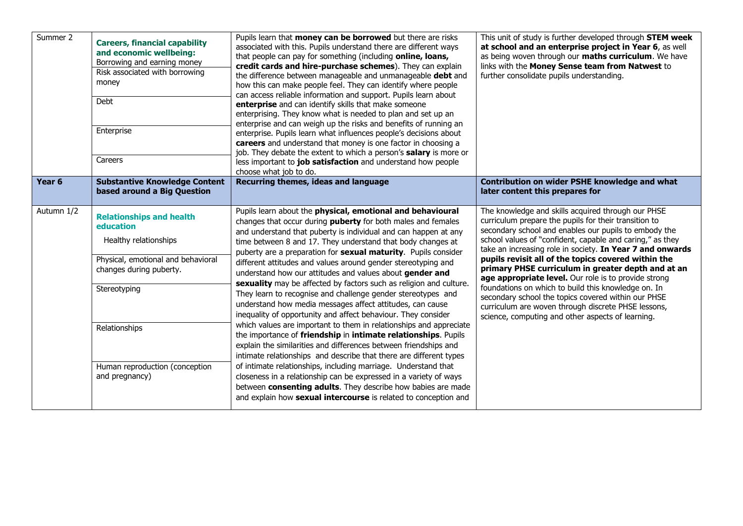| Summer 2 | **Careers, financial capability and economic wellbeing:**<br>Borrowing and earning money<br>Risk associated with borrowing money<br>Debt<br>Enterprise<br>Careers | Pupils learn that **money can be borrowed** but there are risks associated with this. Pupils understand there are different ways that people can pay for something (including **online, loans, credit cards and hire-purchase schemes**). They can explain the difference between manageable and unmanageable **debt** and how this can make people feel. They can identify where people can access reliable information and support. Pupils learn about **enterprise** and can identify skills that make someone enterprising. They know what is needed to plan and set up an enterprise and can weigh up the risks and benefits of running an enterprise. Pupils learn what influences people's decisions about **careers** and understand that money is one factor in choosing a job. They debate the extent to which a person's **salary** is more or less important to **job satisfaction** and understand how people choose what job to do. | This unit of study is further developed through **STEM week at school and an enterprise project in Year 6**, as well as being woven through our **maths curriculum**. We have links with the **Money Sense team from Natwest** to further consolidate pupils understanding. |
|---|---|---|---|
| **Year 6** | **Substantive Knowledge Content based around a Big Question** | **Recurring themes, ideas and language** | **Contribution on wider PSHE knowledge and what later content this prepares for** |
| Autumn 1/2 | **Relationships and health education**<br>Healthy relationships<br>Physical, emotional and behavioral changes during puberty.<br>Stereotyping<br>Relationships<br>Human reproduction (conception and pregnancy) | Pupils learn about the **physical, emotional and behavioural** changes that occur during **puberty** for both males and females and understand that puberty is individual and can happen at any time between 8 and 17. They understand that body changes at puberty are a preparation for **sexual maturity**. Pupils consider different attitudes and values around gender stereotyping and understand how our attitudes and values about **gender and sexuality** may be affected by factors such as religion and culture. They learn to recognise and challenge gender stereotypes and understand how media messages affect attitudes, can cause inequality of opportunity and affect behaviour. They consider which values are important to them in relationships and appreciate the importance of **friendship** in **intimate relationships**. Pupils explain the similarities and differences between friendships and intimate relationships and describe that there are different types of intimate relationships, including marriage. Understand that closeness in a relationship can be expressed in a variety of ways between **consenting adults**. They describe how babies are made and explain how **sexual intercourse** is related to conception and | The knowledge and skills acquired through our PHSE curriculum prepare the pupils for their transition to secondary school and enables our pupils to embody the school values of "confident, capable and caring," as they take an increasing role in society. **In Year 7 and onwards pupils revisit all of the topics covered within the primary PHSE curriculum in greater depth and at an age appropriate level.** Our role is to provide strong foundations on which to build this knowledge on. In secondary school the topics covered within our PHSE curriculum are woven through discrete PHSE lessons, science, computing and other aspects of learning. |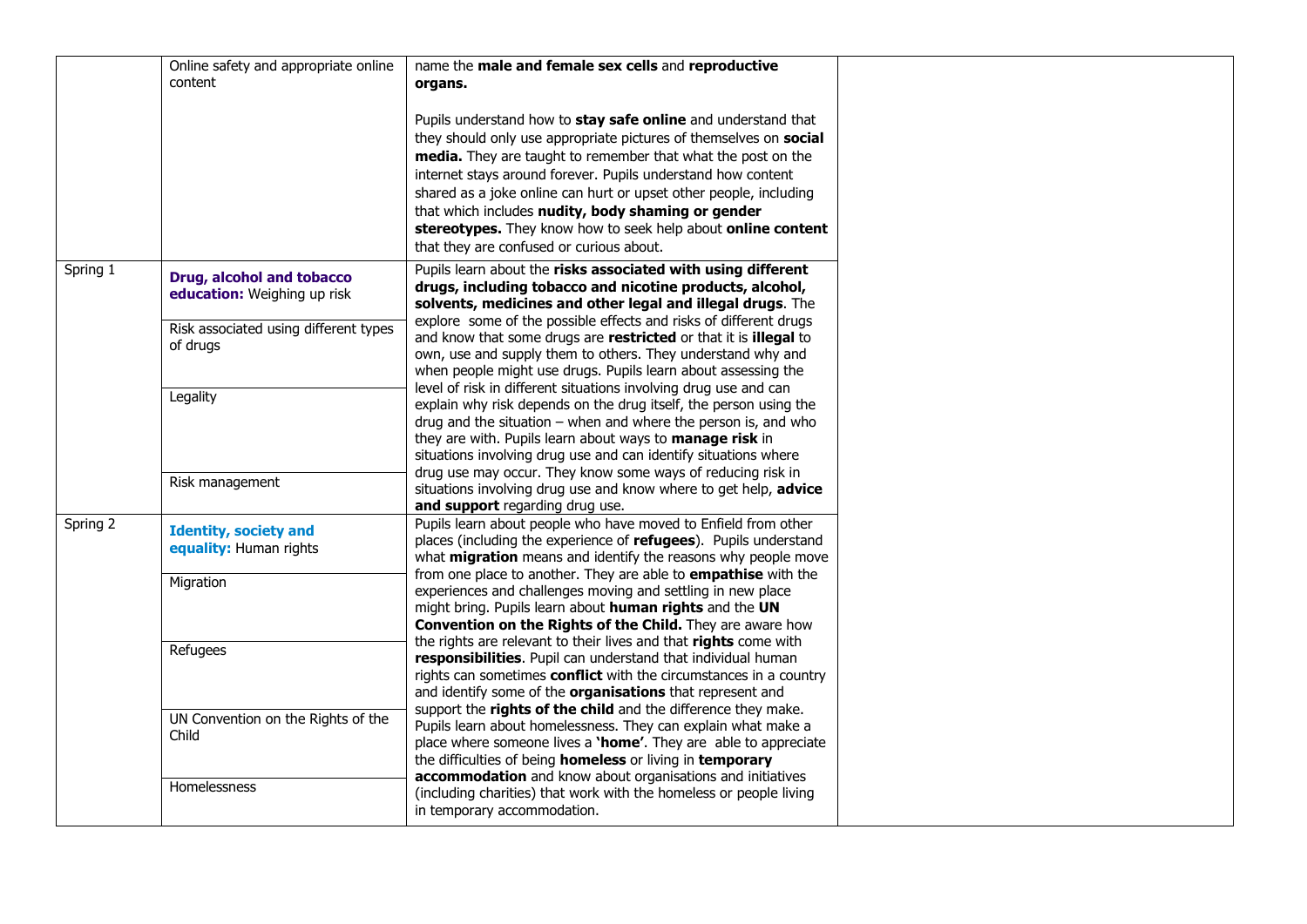| | | | |
|---|---|---|---|
| | Online safety and appropriate online content | name the **male and female sex cells** and **reproductive organs.**<br><br>Pupils understand how to **stay safe online** and understand that they should only use appropriate pictures of themselves on **social media.** They are taught to remember that what the post on the internet stays around forever. Pupils understand how content shared as a joke online can hurt or upset other people, including that which includes **nudity, body shaming or gender stereotypes.** They know how to seek help about **online content** that they are confused or curious about. | |
| Spring 1 | **Drug, alcohol and tobacco education:** Weighing up risk<br><br>Risk associated using different types of drugs<br><br>Legality<br><br>Risk management | Pupils learn about the **risks associated with using different drugs, including tobacco and nicotine products, alcohol, solvents, medicines and other legal and illegal drugs**. The explore some of the possible effects and risks of different drugs and know that some drugs are **restricted** or that it is **illegal** to own, use and supply them to others. They understand why and when people might use drugs. Pupils learn about assessing the level of risk in different situations involving drug use and can explain why risk depends on the drug itself, the person using the drug and the situation – when and where the person is, and who they are with. Pupils learn about ways to **manage risk** in situations involving drug use and can identify situations where drug use may occur. They know some ways of reducing risk in situations involving drug use and know where to get help, **advice and support** regarding drug use. | |
| Spring 2 | **Identity, society and equality:** Human rights<br><br>Migration<br><br>Refugees<br><br>UN Convention on the Rights of the Child<br><br>Homelessness | Pupils learn about people who have moved to Enfield from other places (including the experience of **refugees**). Pupils understand what **migration** means and identify the reasons why people move from one place to another. They are able to **empathise** with the experiences and challenges moving and settling in new place might bring. Pupils learn about **human rights** and the **UN Convention on the Rights of the Child.** They are aware how the rights are relevant to their lives and that **rights** come with **responsibilities**. Pupil can understand that individual human rights can sometimes **conflict** with the circumstances in a country and identify some of the **organisations** that represent and support the **rights of the child** and the difference they make. Pupils learn about homelessness. They can explain what make a place where someone lives a **'home'**. They are able to appreciate the difficulties of being **homeless** or living in **temporary accommodation** and know about organisations and initiatives (including charities) that work with the homeless or people living in temporary accommodation. | |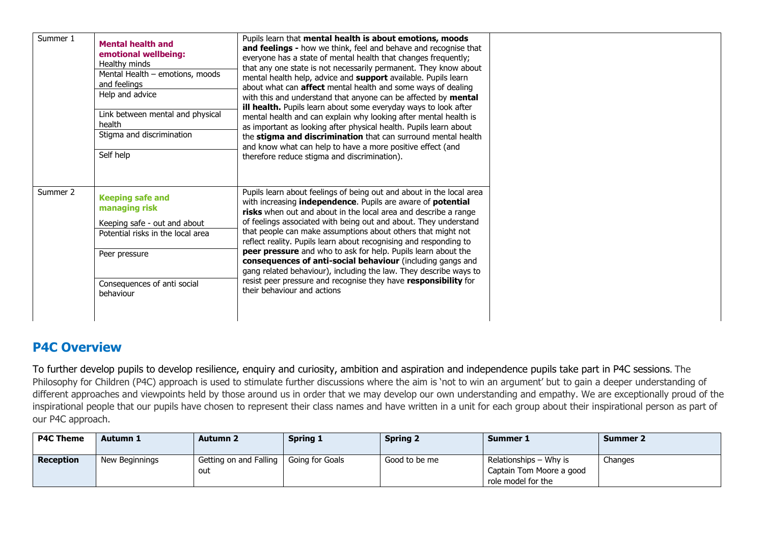| | | | |
|---|---|---|---|
| Summer 1 | **Mental health and emotional wellbeing:**<br>Healthy minds<br>Mental Health – emotions, moods and feelings<br>Help and advice<br>Link between mental and physical health<br>Stigma and discrimination<br>Self help | Pupils learn that **mental health is about emotions, moods and feelings -** how we think, feel and behave and recognise that everyone has a state of mental health that changes frequently; that any one state is not necessarily permanent. They know about mental health help, advice and **support** available. Pupils learn about what can **affect** mental health and some ways of dealing with this and understand that anyone can be affected by **mental ill health.** Pupils learn about some everyday ways to look after mental health and can explain why looking after mental health is as important as looking after physical health. Pupils learn about the **stigma and discrimination** that can surround mental health and know what can help to have a more positive effect (and therefore reduce stigma and discrimination). | |
| Summer 2 | **Keeping safe and managing risk**<br>Keeping safe - out and about<br>Potential risks in the local area<br>Peer pressure<br>Consequences of anti social behaviour | Pupils learn about feelings of being out and about in the local area with increasing **independence**. Pupils are aware of **potential risks** when out and about in the local area and describe a range of feelings associated with being out and about. They understand that people can make assumptions about others that might not reflect reality. Pupils learn about recognising and responding to **peer pressure** and who to ask for help. Pupils learn about the **consequences of anti-social behaviour** (including gangs and gang related behaviour), including the law. They describe ways to resist peer pressure and recognise they have **responsibility** for their behaviour and actions | |

## P4C Overview

To further develop pupils to develop resilience, enquiry and curiosity, ambition and aspiration and independence pupils take part in P4C sessions. The Philosophy for Children (P4C) approach is used to stimulate further discussions where the aim is 'not to win an argument' but to gain a deeper understanding of different approaches and viewpoints held by those around us in order that we may develop our own understanding and empathy. We are exceptionally proud of the inspirational people that our pupils have chosen to represent their class names and have written in a unit for each group about their inspirational person as part of our P4C approach.

| P4C Theme | Autumn 1 | Autumn 2 | Spring 1 | Spring 2 | Summer 1 | Summer 2 |
|---|---|---|---|---|---|---|
| **Reception** | New Beginnings | Getting on and Falling out | Going for Goals | Good to be me | Relationships – Why is Captain Tom Moore a good role model for the | Changes |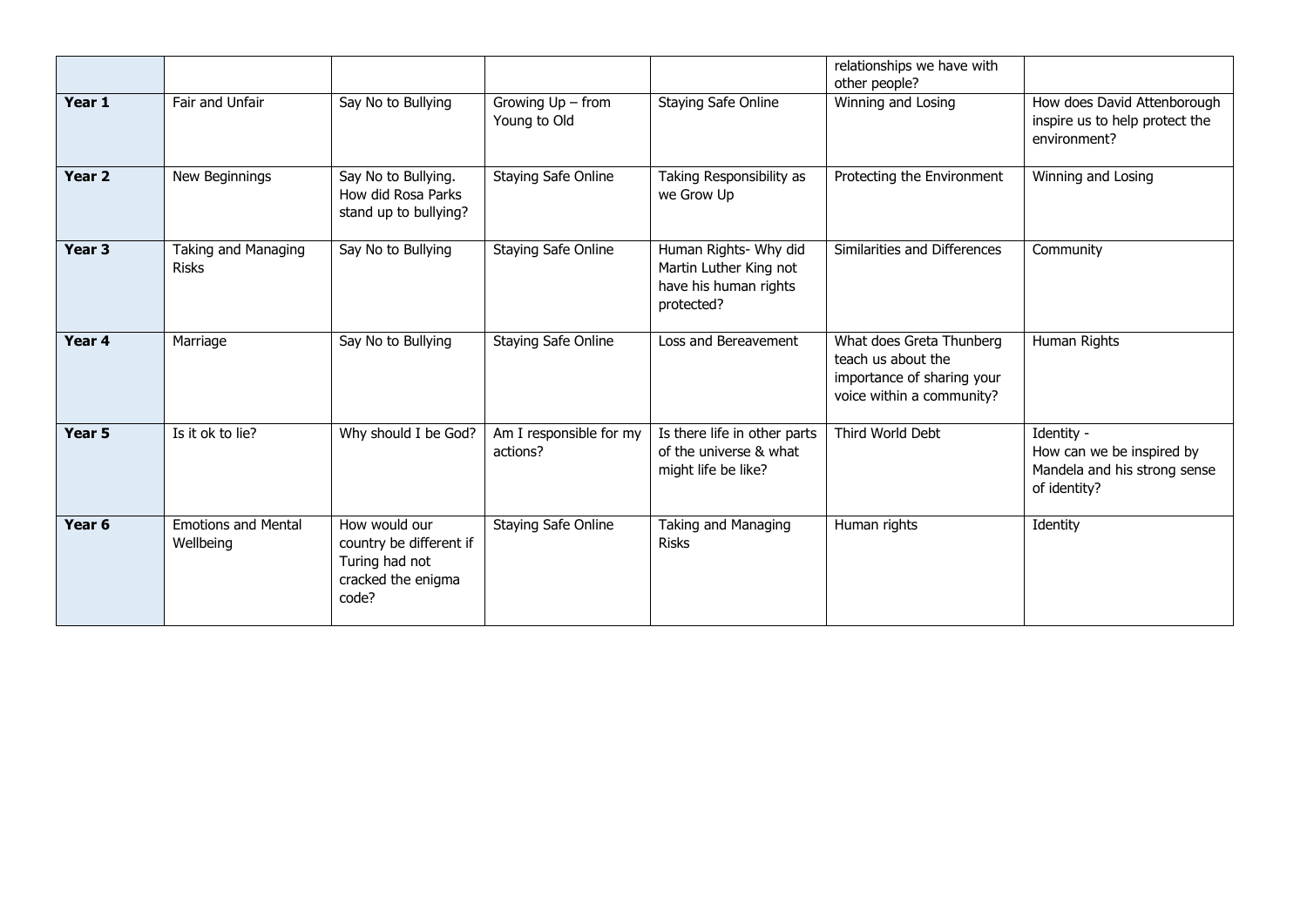| | | | | | | |
|---|---|---|---|---|---|---|
| | | | | | relationships we have with other people? | |
| **Year 1** | Fair and Unfair | Say No to Bullying | Growing Up – from Young to Old | Staying Safe Online | Winning and Losing | How does David Attenborough inspire us to help protect the environment? |
| **Year 2** | New Beginnings | Say No to Bullying. How did Rosa Parks stand up to bullying? | Staying Safe Online | Taking Responsibility as we Grow Up | Protecting the Environment | Winning and Losing |
| **Year 3** | Taking and Managing Risks | Say No to Bullying | Staying Safe Online | Human Rights- Why did Martin Luther King not have his human rights protected? | Similarities and Differences | Community |
| **Year 4** | Marriage | Say No to Bullying | Staying Safe Online | Loss and Bereavement | What does Greta Thunberg teach us about the importance of sharing your voice within a community? | Human Rights |
| **Year 5** | Is it ok to lie? | Why should I be God? | Am I responsible for my actions? | Is there life in other parts of the universe & what might life be like? | Third World Debt | Identity - How can we be inspired by Mandela and his strong sense of identity? |
| **Year 6** | Emotions and Mental Wellbeing | How would our country be different if Turing had not cracked the enigma code? | Staying Safe Online | Taking and Managing Risks | Human rights | Identity |